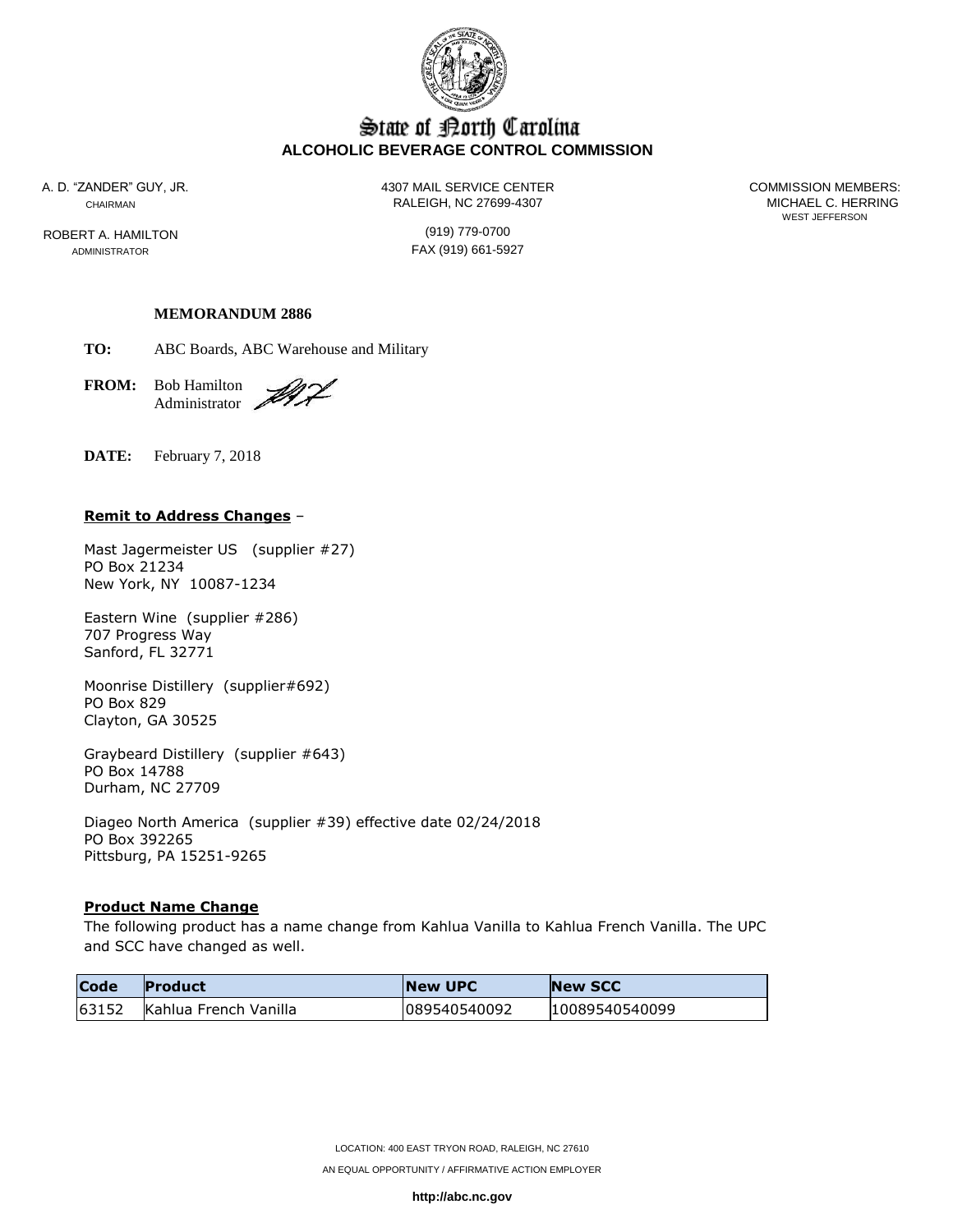State of North Carolina
**ALCOHOLIC BEVERAGE CONTROL COMMISSION**

A. D. "ZANDER" GUY, JR.
CHAIRMAN

ROBERT A. HAMILTON
ADMINISTRATOR

4307 MAIL SERVICE CENTER
RALEIGH, NC 27699-4307

(919) 779-0700
FAX (919) 661-5927

COMMISSION MEMBERS:
MICHAEL C. HERRING
WEST JEFFERSON

**MEMORANDUM 2886**

**TO:** ABC Boards, ABC Warehouse and Military

**FROM:** Bob Hamilton
Administrator

**DATE:** February 7, 2018

**Remit to Address Changes** –

Mast Jagermeister US (supplier #27)
PO Box 21234
New York, NY 10087-1234

Eastern Wine (supplier #286)
707 Progress Way
Sanford, FL 32771

Moonrise Distillery (supplier#692)
PO Box 829
Clayton, GA 30525

Graybeard Distillery (supplier #643)
PO Box 14788
Durham, NC 27709

Diageo North America (supplier #39) effective date 02/24/2018
PO Box 392265
Pittsburg, PA 15251-9265

**Product Name Change**

The following product has a name change from Kahlua Vanilla to Kahlua French Vanilla. The UPC and SCC have changed as well.

| Code | Product | New UPC | New SCC |
|---|---|---|---|
| 63152 | Kahlua French Vanilla | 089540540092 | 10089540540099 |

LOCATION: 400 EAST TRYON ROAD, RALEIGH, NC 27610

AN EQUAL OPPORTUNITY / AFFIRMATIVE ACTION EMPLOYER

**http://abc.nc.gov**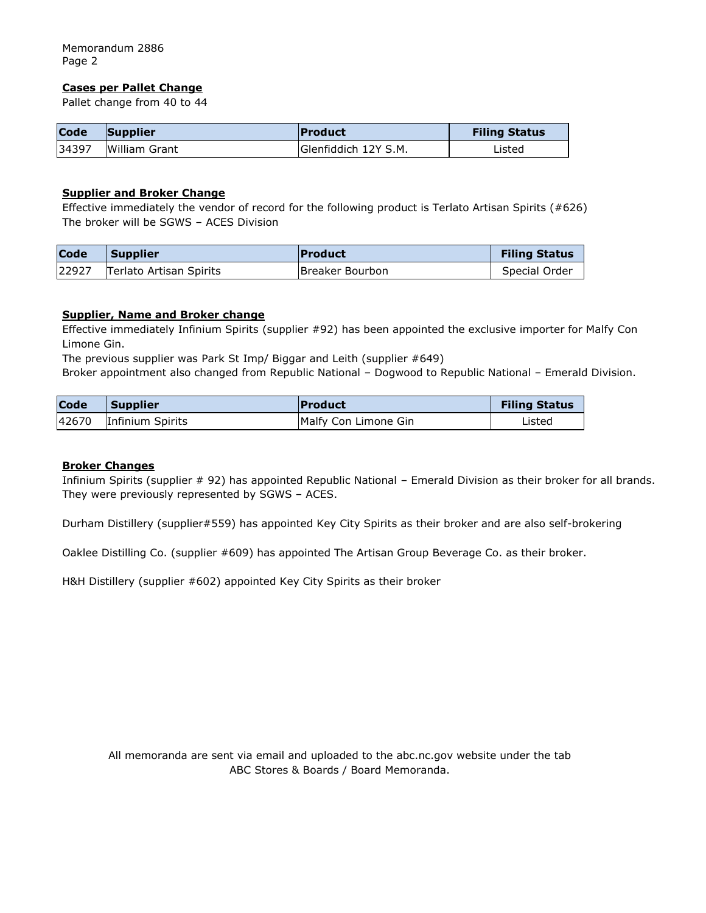**Cases per Pallet Change**

Pallet change from 40 to 44

| Code | Supplier | Product | Filing Status |
|---|---|---|---|
| 34397 | William Grant | Glenfiddich 12Y S.M. | Listed |

**Supplier and Broker Change**

Effective immediately the vendor of record for the following product is Terlato Artisan Spirits (#626)
The broker will be SGWS – ACES Division

| Code | Supplier | Product | Filing Status |
|---|---|---|---|
| 22927 | Terlato Artisan Spirits | Breaker Bourbon | Special Order |

**Supplier, Name and Broker change**

Effective immediately Infinium Spirits (supplier #92) has been appointed the exclusive importer for Malfy Con Limone Gin.
The previous supplier was Park St Imp/ Biggar and Leith (supplier #649)
Broker appointment also changed from Republic National – Dogwood to Republic National – Emerald Division.

| Code | Supplier | Product | Filing Status |
|---|---|---|---|
| 42670 | Infinium Spirits | Malfy Con Limone Gin | Listed |

**Broker Changes**

Infinium Spirits (supplier # 92) has appointed Republic National – Emerald Division as their broker for all brands. They were previously represented by SGWS – ACES.

Durham Distillery (supplier#559) has appointed Key City Spirits as their broker and are also self-brokering

Oaklee Distilling Co. (supplier #609) has appointed The Artisan Group Beverage Co. as their broker.

H&H Distillery (supplier #602) appointed Key City Spirits as their broker

All memoranda are sent via email and uploaded to the abc.nc.gov website under the tab ABC Stores & Boards / Board Memoranda.